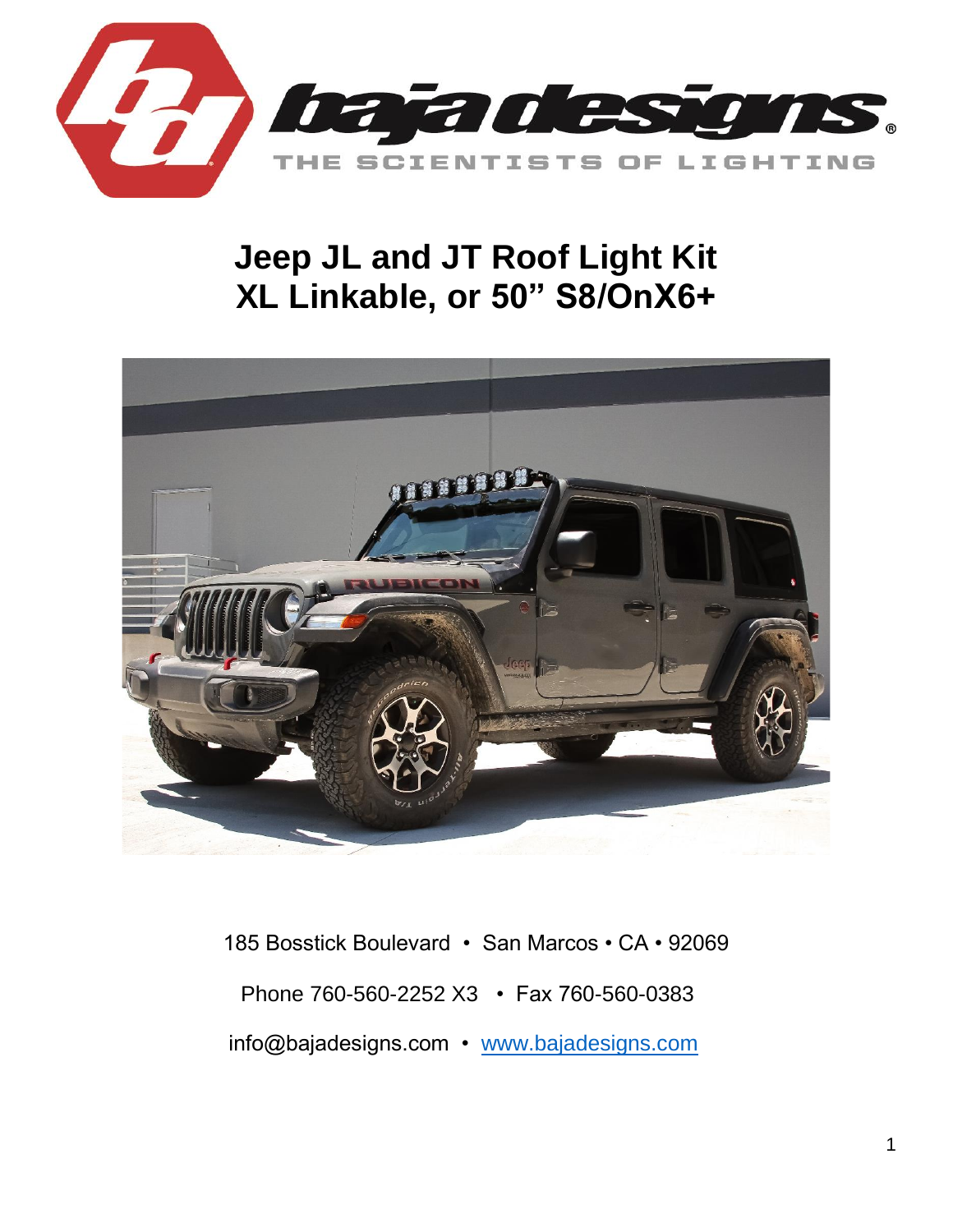baja designs®

THE SCIENTISTS OF LIGHTING

# Jeep JL and JT Roof Light Kit
# XL Linkable, or 50" S8/OnX6+

185 Bosstick Boulevard • San Marcos • CA • 92069

Phone 760-560-2252 X3 • Fax 760-560-0383

info@bajadesigns.com • www.bajadesigns.com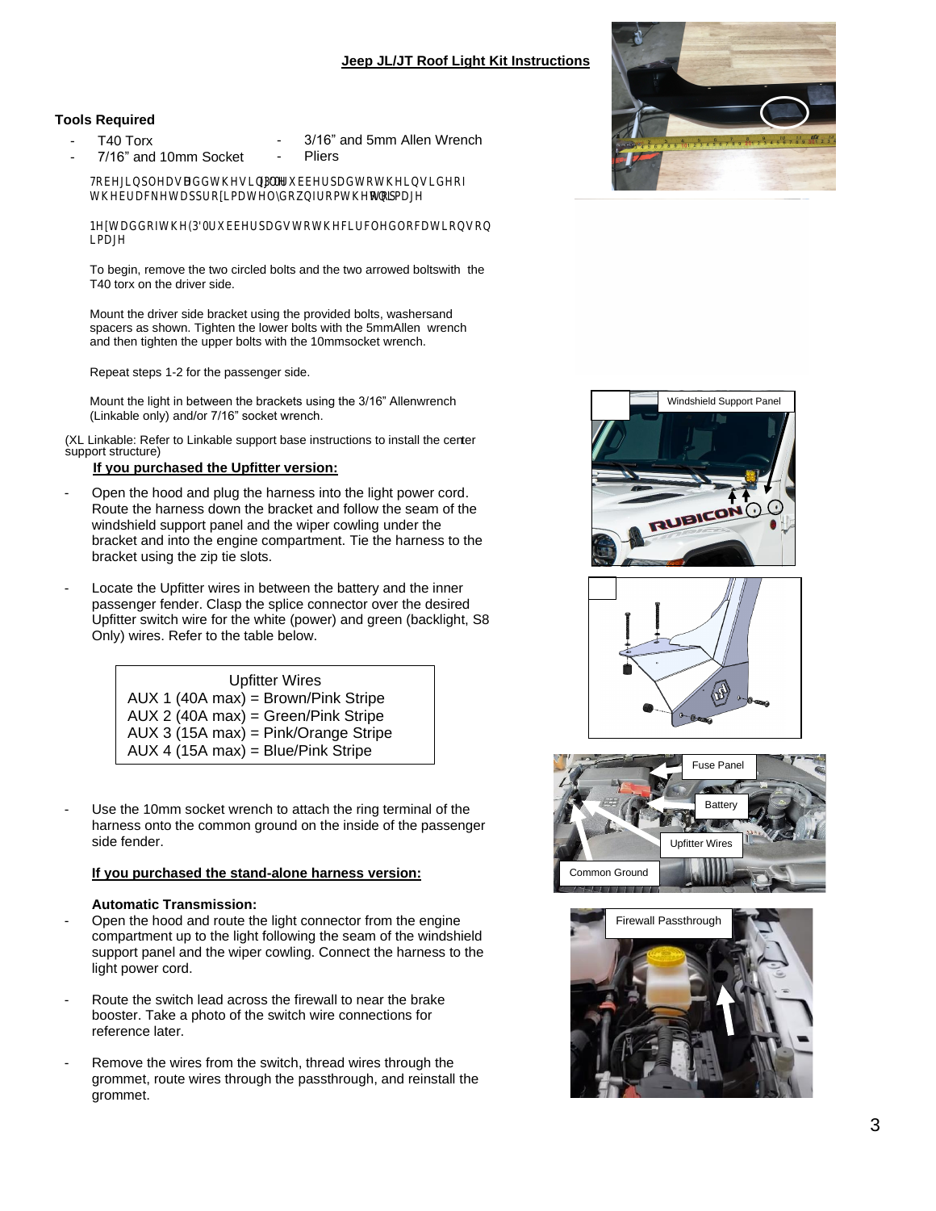## Jeep JL/JT Roof Light Kit Instructions

### Tools Required

- T40 Torx
- 7/16" and 10mm Socket
- 3/16" and 5mm Allen Wrench
- Pliers

7REHJLQSOHDVHDGGWKHVLQ(3'0UXEEHUSDGWRWKHLQVLGHRI WKHEUDFNHWDSSUR[LPDWHO\GRZQIURPWKHWRSLPDJH

1H[WDGGRIWKH(3'0UXEEHUSDGVWRWKHFLUFOHGORFDWLRQVRQ LPDJH

To begin, remove the two circled bolts and the two arrowed boltswith the T40 torx on the driver side.

Mount the driver side bracket using the provided bolts, washersand spacers as shown. Tighten the lower bolts with the 5mmAllen wrench and then tighten the upper bolts with the 10mmsocket wrench.

Repeat steps 1-2 for the passenger side.

Mount the light in between the brackets using the 3/16" Allenwrench (Linkable only) and/or 7/16" socket wrench.

(XL Linkable: Refer to Linkable support base instructions to install the center support structure)

**If you purchased the Upfitter version:**

- Open the hood and plug the harness into the light power cord. Route the harness down the bracket and follow the seam of the windshield support panel and the wiper cowling under the bracket and into the engine compartment. Tie the harness to the bracket using the zip tie slots.

- Locate the Upfitter wires in between the battery and the inner passenger fender. Clasp the splice connector over the desired Upfitter switch wire for the white (power) and green (backlight, S8 Only) wires. Refer to the table below.

| Upfitter Wires |
| --- |
| AUX 1 (40A max) = Brown/Pink Stripe |
| AUX 2 (40A max) = Green/Pink Stripe |
| AUX 3 (15A max) = Pink/Orange Stripe |
| AUX 4 (15A max) = Blue/Pink Stripe |

- Use the 10mm socket wrench to attach the ring terminal of the harness onto the common ground on the inside of the passenger side fender.

**If you purchased the stand-alone harness version:**

**Automatic Transmission:**

- Open the hood and route the light connector from the engine compartment up to the light following the seam of the windshield support panel and the wiper cowling. Connect the harness to the light power cord.

- Route the switch lead across the firewall to near the brake booster. Take a photo of the switch wire connections for reference later.

- Remove the wires from the switch, thread wires through the grommet, route wires through the passthrough, and reinstall the grommet.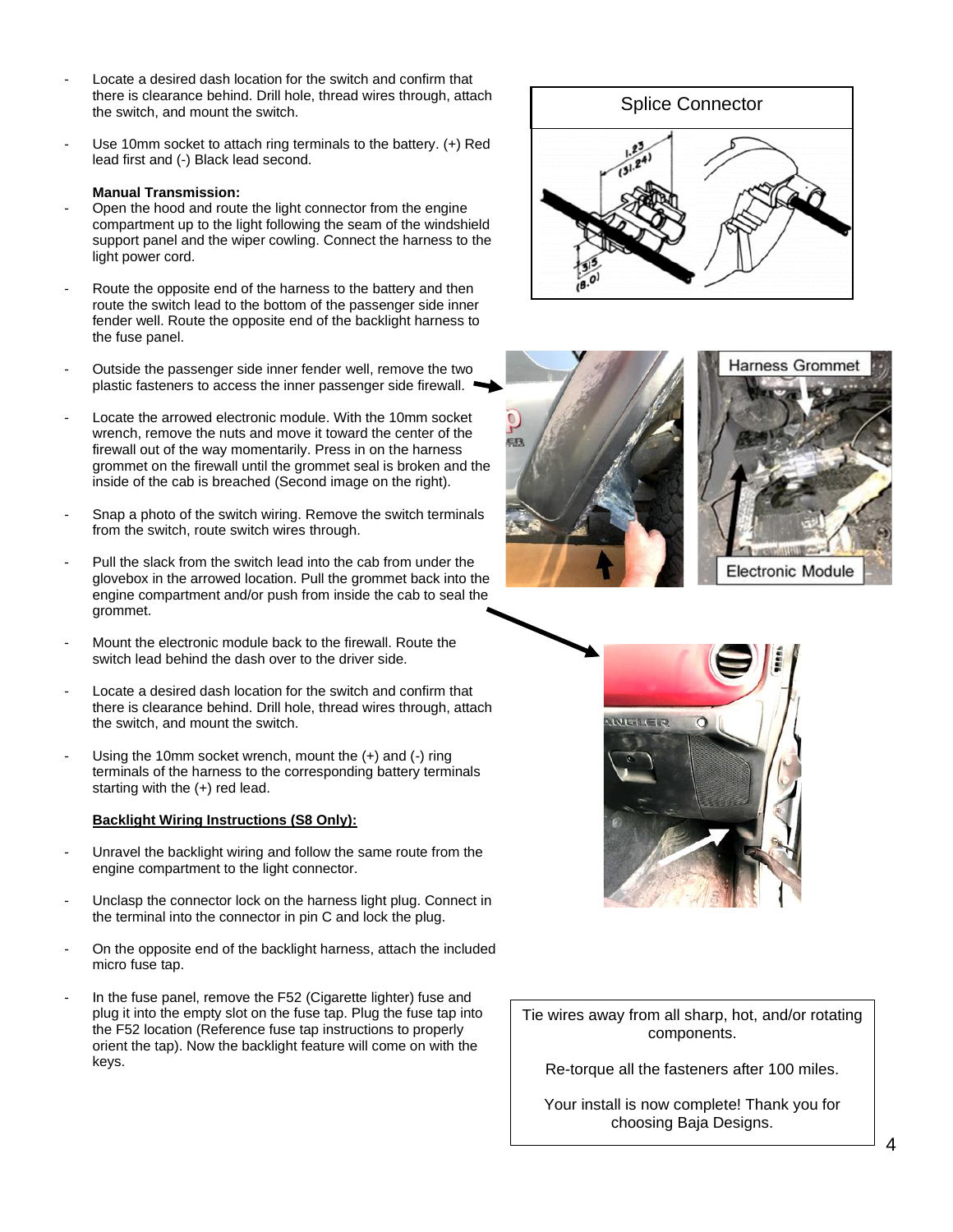- Locate a desired dash location for the switch and confirm that there is clearance behind. Drill hole, thread wires through, attach the switch, and mount the switch.

- Use 10mm socket to attach ring terminals to the battery. (+) Red lead first and (-) Black lead second.

**Manual Transmission:**

- Open the hood and route the light connector from the engine compartment up to the light following the seam of the windshield support panel and the wiper cowling. Connect the harness to the light power cord.

- Route the opposite end of the harness to the battery and then route the switch lead to the bottom of the passenger side inner fender well. Route the opposite end of the backlight harness to the fuse panel.

- Outside the passenger side inner fender well, remove the two plastic fasteners to access the inner passenger side firewall.

- Locate the arrowed electronic module. With the 10mm socket wrench, remove the nuts and move it toward the center of the firewall out of the way momentarily. Press in on the harness grommet on the firewall until the grommet seal is broken and the inside of the cab is breached (Second image on the right).

- Snap a photo of the switch wiring. Remove the switch terminals from the switch, route switch wires through.

- Pull the slack from the switch lead into the cab from under the glovebox in the arrowed location. Pull the grommet back into the engine compartment and/or push from inside the cab to seal the grommet.

- Mount the electronic module back to the firewall. Route the switch lead behind the dash over to the driver side.

- Locate a desired dash location for the switch and confirm that there is clearance behind. Drill hole, thread wires through, attach the switch, and mount the switch.

- Using the 10mm socket wrench, mount the (+) and (-) ring terminals of the harness to the corresponding battery terminals starting with the (+) red lead.

**Backlight Wiring Instructions (S8 Only):**

- Unravel the backlight wiring and follow the same route from the engine compartment to the light connector.

- Unclasp the connector lock on the harness light plug. Connect in the terminal into the connector in pin C and lock the plug.

- On the opposite end of the backlight harness, attach the included micro fuse tap.

- In the fuse panel, remove the F52 (Cigarette lighter) fuse and plug it into the empty slot on the fuse tap. Plug the fuse tap into the F52 location (Reference fuse tap instructions to properly orient the tap). Now the backlight feature will come on with the keys.

Splice Connector

1.23 (31.24)

.315 (8.0)

Harness Grommet

Electronic Module

Tie wires away from all sharp, hot, and/or rotating components.

Re-torque all the fasteners after 100 miles.

Your install is now complete! Thank you for choosing Baja Designs.